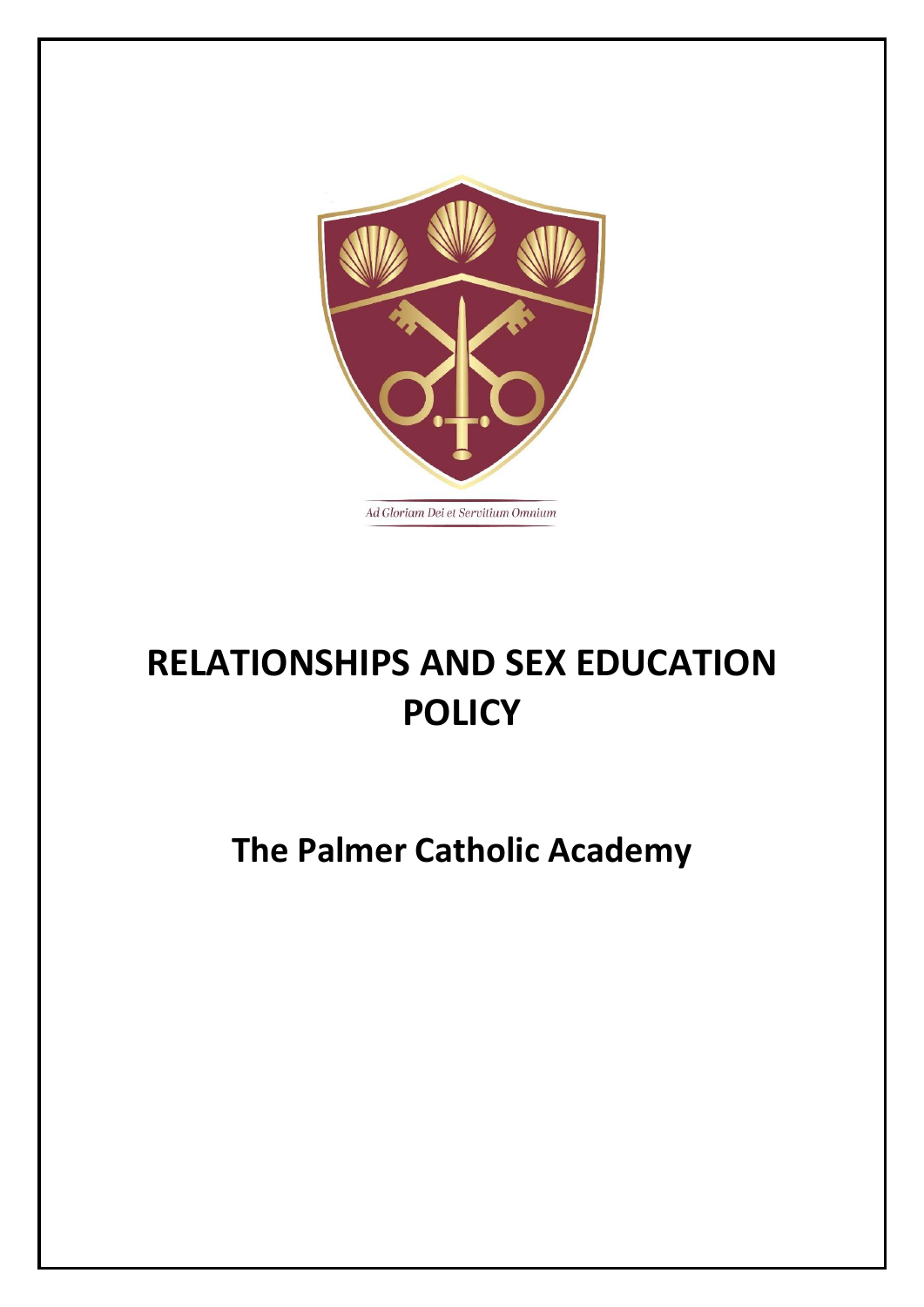Ad Gloriam Dei et Servitium Omnium

# RELATIONSHIPS AND SEX EDUCATION POLICY

## The Palmer Catholic Academy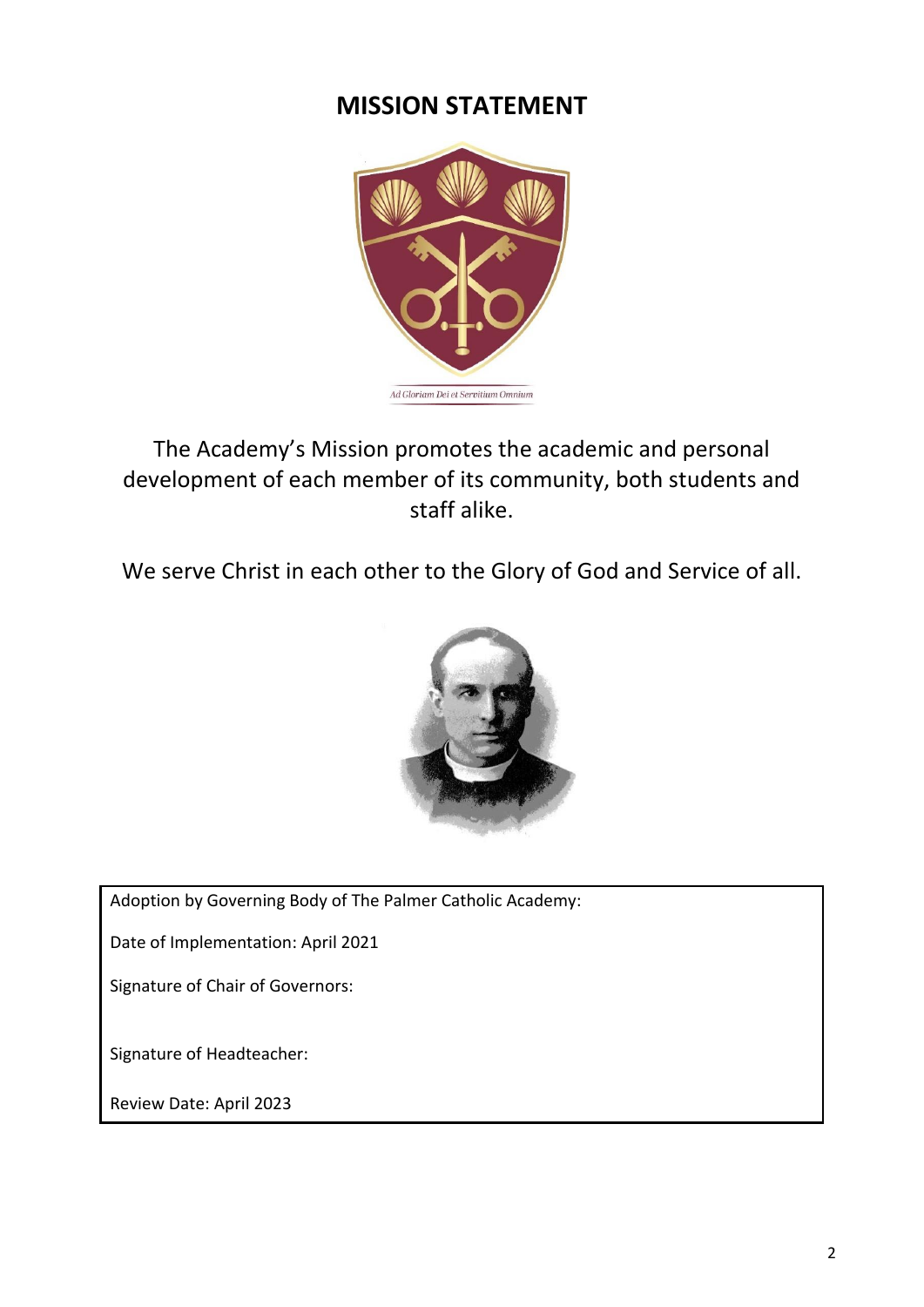# MISSION STATEMENT

Ad Gloriam Dei et Servitium Omnium

The Academy's Mission promotes the academic and personal development of each member of its community, both students and staff alike.

We serve Christ in each other to the Glory of God and Service of all.

| Adoption by Governing Body of The Palmer Catholic Academy: |
|---|
| Date of Implementation: April 2021 |
| Signature of Chair of Governors: |
| Signature of Headteacher: |
| Review Date: April 2023 |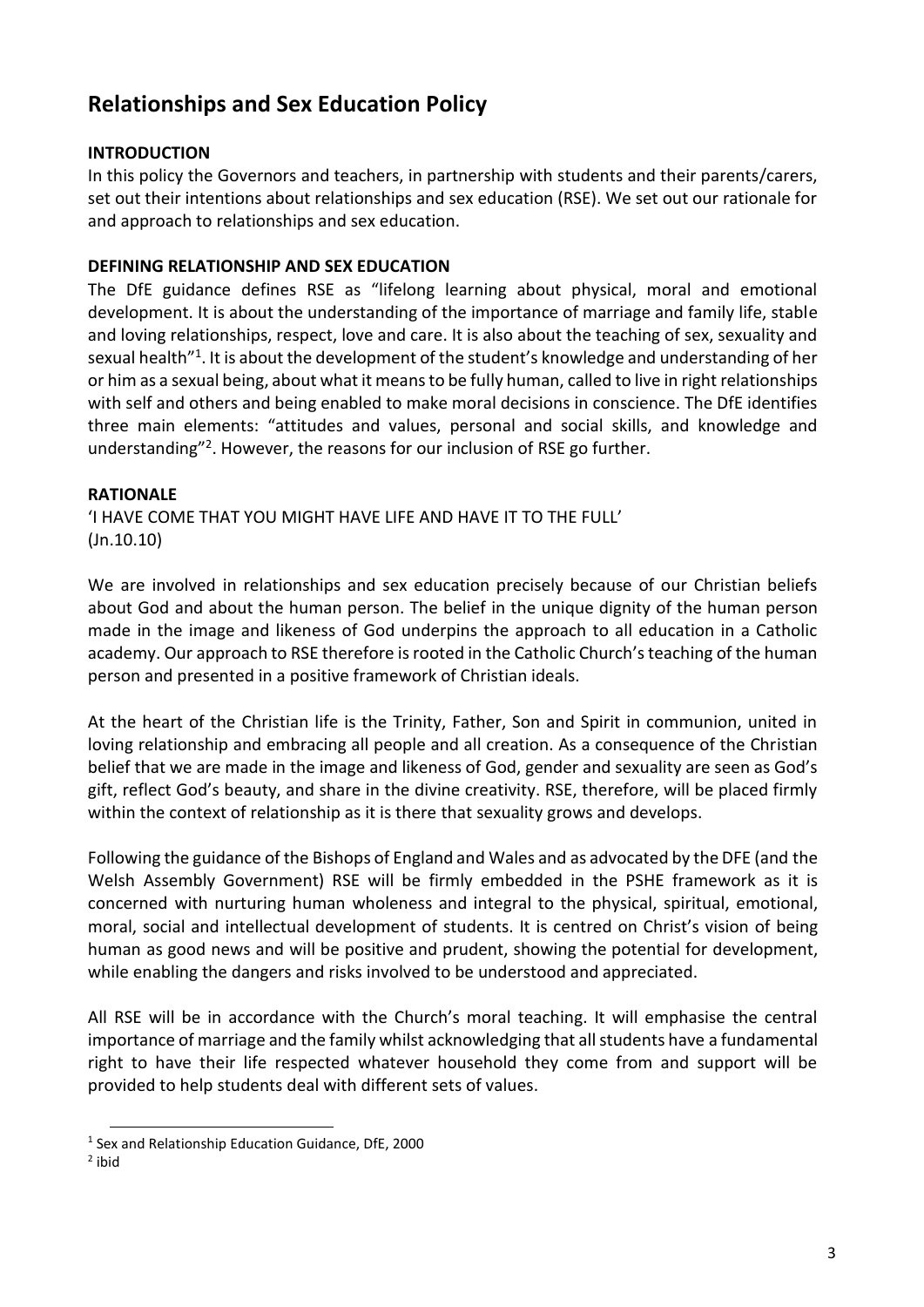## Relationships and Sex Education Policy

### INTRODUCTION

In this policy the Governors and teachers, in partnership with students and their parents/carers, set out their intentions about relationships and sex education (RSE). We set out our rationale for and approach to relationships and sex education.

### DEFINING RELATIONSHIP AND SEX EDUCATION

The DfE guidance defines RSE as "lifelong learning about physical, moral and emotional development. It is about the understanding of the importance of marriage and family life, stable and loving relationships, respect, love and care. It is also about the teaching of sex, sexuality and sexual health"[1]. It is about the development of the student's knowledge and understanding of her or him as a sexual being, about what it means to be fully human, called to live in right relationships with self and others and being enabled to make moral decisions in conscience. The DfE identifies three main elements: "attitudes and values, personal and social skills, and knowledge and understanding"[2]. However, the reasons for our inclusion of RSE go further.

### RATIONALE

'I HAVE COME THAT YOU MIGHT HAVE LIFE AND HAVE IT TO THE FULL'
(Jn.10.10)

We are involved in relationships and sex education precisely because of our Christian beliefs about God and about the human person. The belief in the unique dignity of the human person made in the image and likeness of God underpins the approach to all education in a Catholic academy. Our approach to RSE therefore is rooted in the Catholic Church's teaching of the human person and presented in a positive framework of Christian ideals.

At the heart of the Christian life is the Trinity, Father, Son and Spirit in communion, united in loving relationship and embracing all people and all creation. As a consequence of the Christian belief that we are made in the image and likeness of God, gender and sexuality are seen as God's gift, reflect God's beauty, and share in the divine creativity. RSE, therefore, will be placed firmly within the context of relationship as it is there that sexuality grows and develops.

Following the guidance of the Bishops of England and Wales and as advocated by the DFE (and the Welsh Assembly Government) RSE will be firmly embedded in the PSHE framework as it is concerned with nurturing human wholeness and integral to the physical, spiritual, emotional, moral, social and intellectual development of students. It is centred on Christ's vision of being human as good news and will be positive and prudent, showing the potential for development, while enabling the dangers and risks involved to be understood and appreciated.

All RSE will be in accordance with the Church's moral teaching. It will emphasise the central importance of marriage and the family whilst acknowledging that all students have a fundamental right to have their life respected whatever household they come from and support will be provided to help students deal with different sets of values.

[1] Sex and Relationship Education Guidance, DfE, 2000

[2] ibid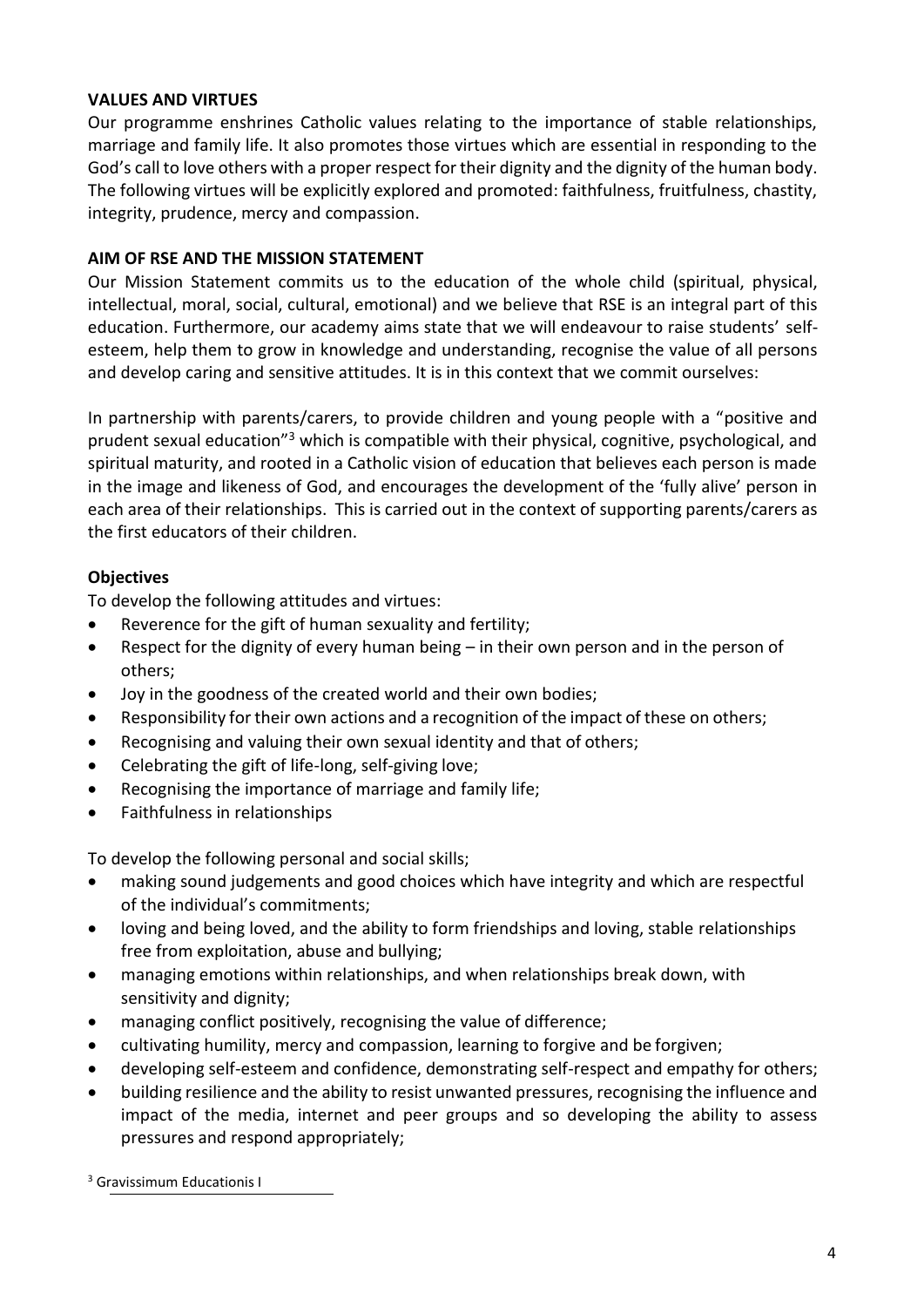## VALUES AND VIRTUES

Our programme enshrines Catholic values relating to the importance of stable relationships, marriage and family life. It also promotes those virtues which are essential in responding to the God's call to love others with a proper respect for their dignity and the dignity of the human body. The following virtues will be explicitly explored and promoted: faithfulness, fruitfulness, chastity, integrity, prudence, mercy and compassion.

## AIM OF RSE AND THE MISSION STATEMENT

Our Mission Statement commits us to the education of the whole child (spiritual, physical, intellectual, moral, social, cultural, emotional) and we believe that RSE is an integral part of this education. Furthermore, our academy aims state that we will endeavour to raise students' self-esteem, help them to grow in knowledge and understanding, recognise the value of all persons and develop caring and sensitive attitudes. It is in this context that we commit ourselves:

In partnership with parents/carers, to provide children and young people with a "positive and prudent sexual education"[3] which is compatible with their physical, cognitive, psychological, and spiritual maturity, and rooted in a Catholic vision of education that believes each person is made in the image and likeness of God, and encourages the development of the 'fully alive' person in each area of their relationships. This is carried out in the context of supporting parents/carers as the first educators of their children.

### Objectives

To develop the following attitudes and virtues:

- Reverence for the gift of human sexuality and fertility;
- Respect for the dignity of every human being – in their own person and in the person of others;
- Joy in the goodness of the created world and their own bodies;
- Responsibility for their own actions and a recognition of the impact of these on others;
- Recognising and valuing their own sexual identity and that of others;
- Celebrating the gift of life-long, self-giving love;
- Recognising the importance of marriage and family life;
- Faithfulness in relationships

To develop the following personal and social skills;

- making sound judgements and good choices which have integrity and which are respectful of the individual's commitments;
- loving and being loved, and the ability to form friendships and loving, stable relationships free from exploitation, abuse and bullying;
- managing emotions within relationships, and when relationships break down, with sensitivity and dignity;
- managing conflict positively, recognising the value of difference;
- cultivating humility, mercy and compassion, learning to forgive and be forgiven;
- developing self-esteem and confidence, demonstrating self-respect and empathy for others;
- building resilience and the ability to resist unwanted pressures, recognising the influence and impact of the media, internet and peer groups and so developing the ability to assess pressures and respond appropriately;

[3] Gravissimum Educationis I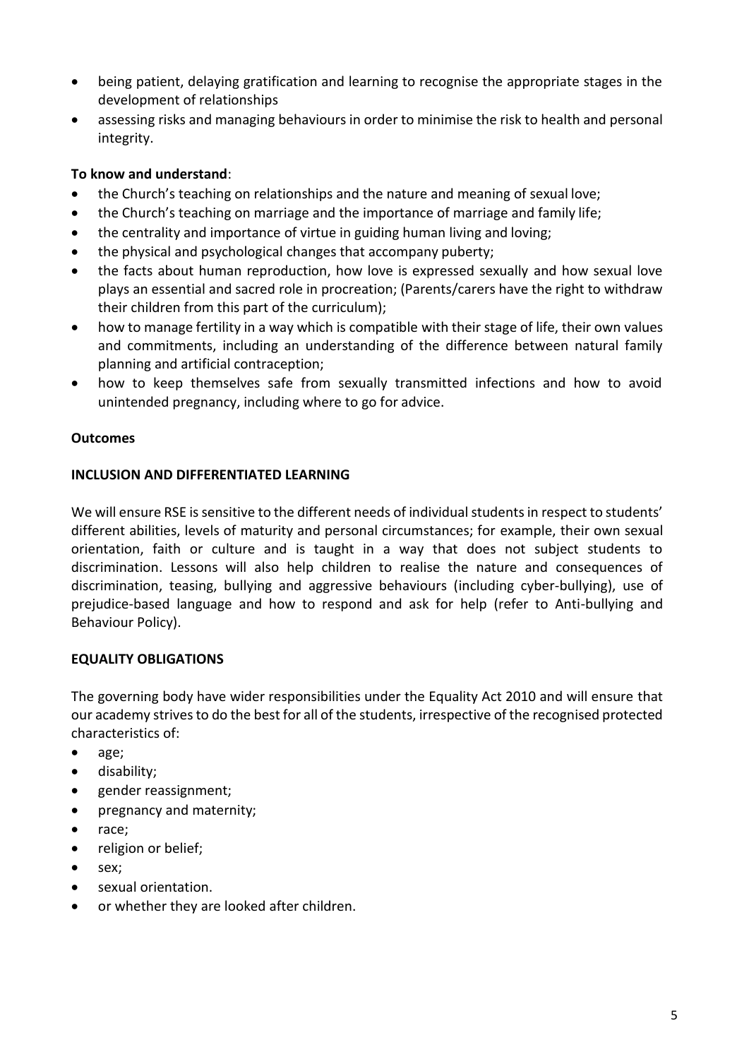- being patient, delaying gratification and learning to recognise the appropriate stages in the development of relationships
- assessing risks and managing behaviours in order to minimise the risk to health and personal integrity.

**To know and understand**:

- the Church's teaching on relationships and the nature and meaning of sexual love;
- the Church's teaching on marriage and the importance of marriage and family life;
- the centrality and importance of virtue in guiding human living and loving;
- the physical and psychological changes that accompany puberty;
- the facts about human reproduction, how love is expressed sexually and how sexual love plays an essential and sacred role in procreation; (Parents/carers have the right to withdraw their children from this part of the curriculum);
- how to manage fertility in a way which is compatible with their stage of life, their own values and commitments, including an understanding of the difference between natural family planning and artificial contraception;
- how to keep themselves safe from sexually transmitted infections and how to avoid unintended pregnancy, including where to go for advice.

**Outcomes**

**INCLUSION AND DIFFERENTIATED LEARNING**

We will ensure RSE is sensitive to the different needs of individual students in respect to students' different abilities, levels of maturity and personal circumstances; for example, their own sexual orientation, faith or culture and is taught in a way that does not subject students to discrimination. Lessons will also help children to realise the nature and consequences of discrimination, teasing, bullying and aggressive behaviours (including cyber-bullying), use of prejudice-based language and how to respond and ask for help (refer to Anti-bullying and Behaviour Policy).

**EQUALITY OBLIGATIONS**

The governing body have wider responsibilities under the Equality Act 2010 and will ensure that our academy strives to do the best for all of the students, irrespective of the recognised protected characteristics of:

- age;
- disability;
- gender reassignment;
- pregnancy and maternity;
- race;
- religion or belief;
- sex;
- sexual orientation.
- or whether they are looked after children.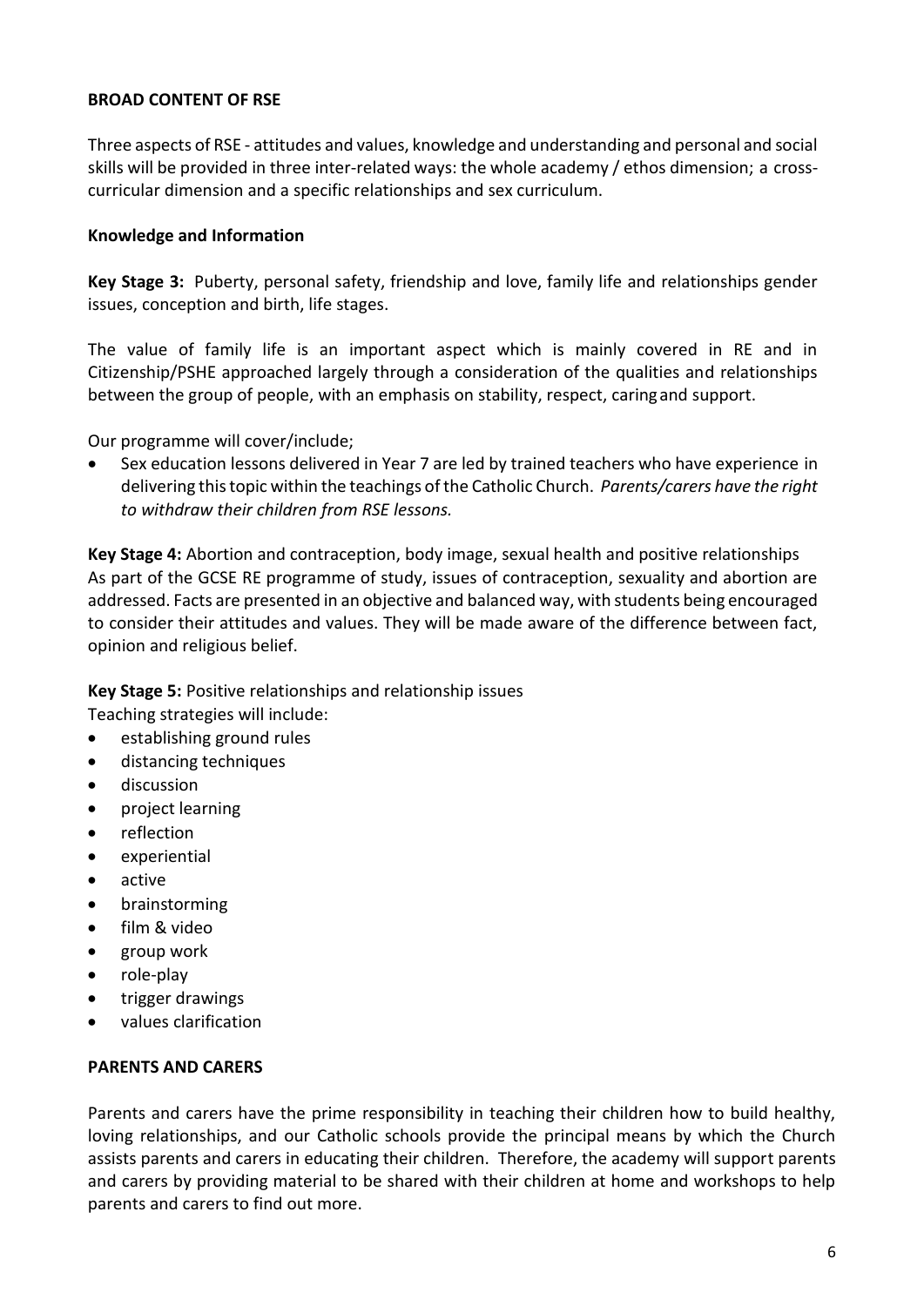## BROAD CONTENT OF RSE

Three aspects of RSE - attitudes and values, knowledge and understanding and personal and social skills will be provided in three inter-related ways: the whole academy / ethos dimension; a cross-curricular dimension and a specific relationships and sex curriculum.

### Knowledge and Information

**Key Stage 3:** Puberty, personal safety, friendship and love, family life and relationships gender issues, conception and birth, life stages.

The value of family life is an important aspect which is mainly covered in RE and in Citizenship/PSHE approached largely through a consideration of the qualities and relationships between the group of people, with an emphasis on stability, respect, caring and support.

Our programme will cover/include;

- Sex education lessons delivered in Year 7 are led by trained teachers who have experience in delivering this topic within the teachings of the Catholic Church. *Parents/carers have the right to withdraw their children from RSE lessons.*

**Key Stage 4:** Abortion and contraception, body image, sexual health and positive relationships
As part of the GCSE RE programme of study, issues of contraception, sexuality and abortion are addressed. Facts are presented in an objective and balanced way, with students being encouraged to consider their attitudes and values. They will be made aware of the difference between fact, opinion and religious belief.

**Key Stage 5:** Positive relationships and relationship issues
Teaching strategies will include:

- establishing ground rules
- distancing techniques
- discussion
- project learning
- reflection
- experiential
- active
- brainstorming
- film & video
- group work
- role-play
- trigger drawings
- values clarification

## PARENTS AND CARERS

Parents and carers have the prime responsibility in teaching their children how to build healthy, loving relationships, and our Catholic schools provide the principal means by which the Church assists parents and carers in educating their children. Therefore, the academy will support parents and carers by providing material to be shared with their children at home and workshops to help parents and carers to find out more.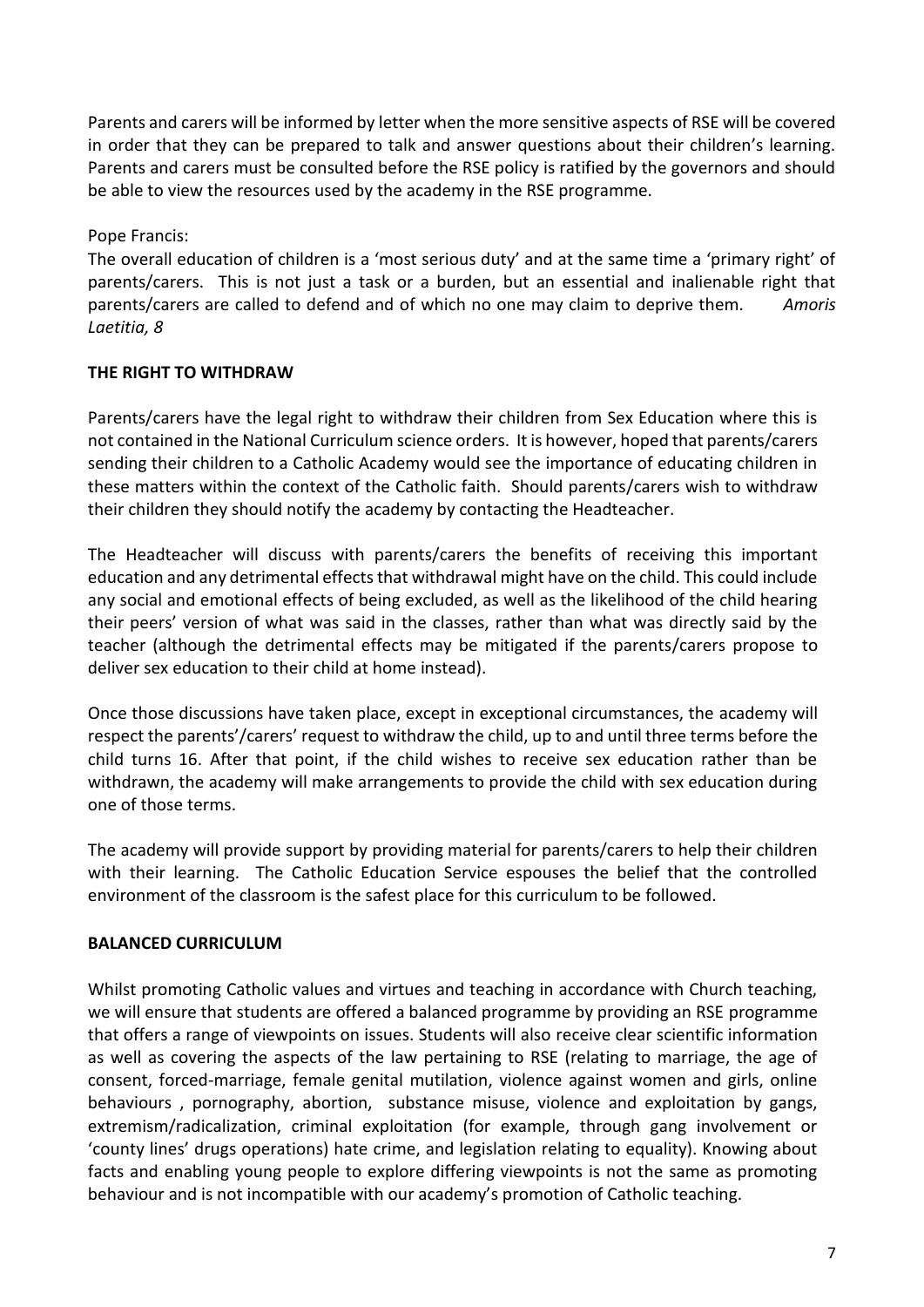Parents and carers will be informed by letter when the more sensitive aspects of RSE will be covered in order that they can be prepared to talk and answer questions about their children's learning. Parents and carers must be consulted before the RSE policy is ratified by the governors and should be able to view the resources used by the academy in the RSE programme.

Pope Francis:
The overall education of children is a 'most serious duty' and at the same time a 'primary right' of parents/carers. This is not just a task or a burden, but an essential and inalienable right that parents/carers are called to defend and of which no one may claim to deprive them. *Amoris Laetitia, 8*

**THE RIGHT TO WITHDRAW**

Parents/carers have the legal right to withdraw their children from Sex Education where this is not contained in the National Curriculum science orders. It is however, hoped that parents/carers sending their children to a Catholic Academy would see the importance of educating children in these matters within the context of the Catholic faith. Should parents/carers wish to withdraw their children they should notify the academy by contacting the Headteacher.

The Headteacher will discuss with parents/carers the benefits of receiving this important education and any detrimental effects that withdrawal might have on the child. This could include any social and emotional effects of being excluded, as well as the likelihood of the child hearing their peers' version of what was said in the classes, rather than what was directly said by the teacher (although the detrimental effects may be mitigated if the parents/carers propose to deliver sex education to their child at home instead).

Once those discussions have taken place, except in exceptional circumstances, the academy will respect the parents'/carers' request to withdraw the child, up to and until three terms before the child turns 16. After that point, if the child wishes to receive sex education rather than be withdrawn, the academy will make arrangements to provide the child with sex education during one of those terms.

The academy will provide support by providing material for parents/carers to help their children with their learning. The Catholic Education Service espouses the belief that the controlled environment of the classroom is the safest place for this curriculum to be followed.

**BALANCED CURRICULUM**

Whilst promoting Catholic values and virtues and teaching in accordance with Church teaching, we will ensure that students are offered a balanced programme by providing an RSE programme that offers a range of viewpoints on issues. Students will also receive clear scientific information as well as covering the aspects of the law pertaining to RSE (relating to marriage, the age of consent, forced-marriage, female genital mutilation, violence against women and girls, online behaviours , pornography, abortion, substance misuse, violence and exploitation by gangs, extremism/radicalization, criminal exploitation (for example, through gang involvement or 'county lines' drugs operations) hate crime, and legislation relating to equality). Knowing about facts and enabling young people to explore differing viewpoints is not the same as promoting behaviour and is not incompatible with our academy's promotion of Catholic teaching.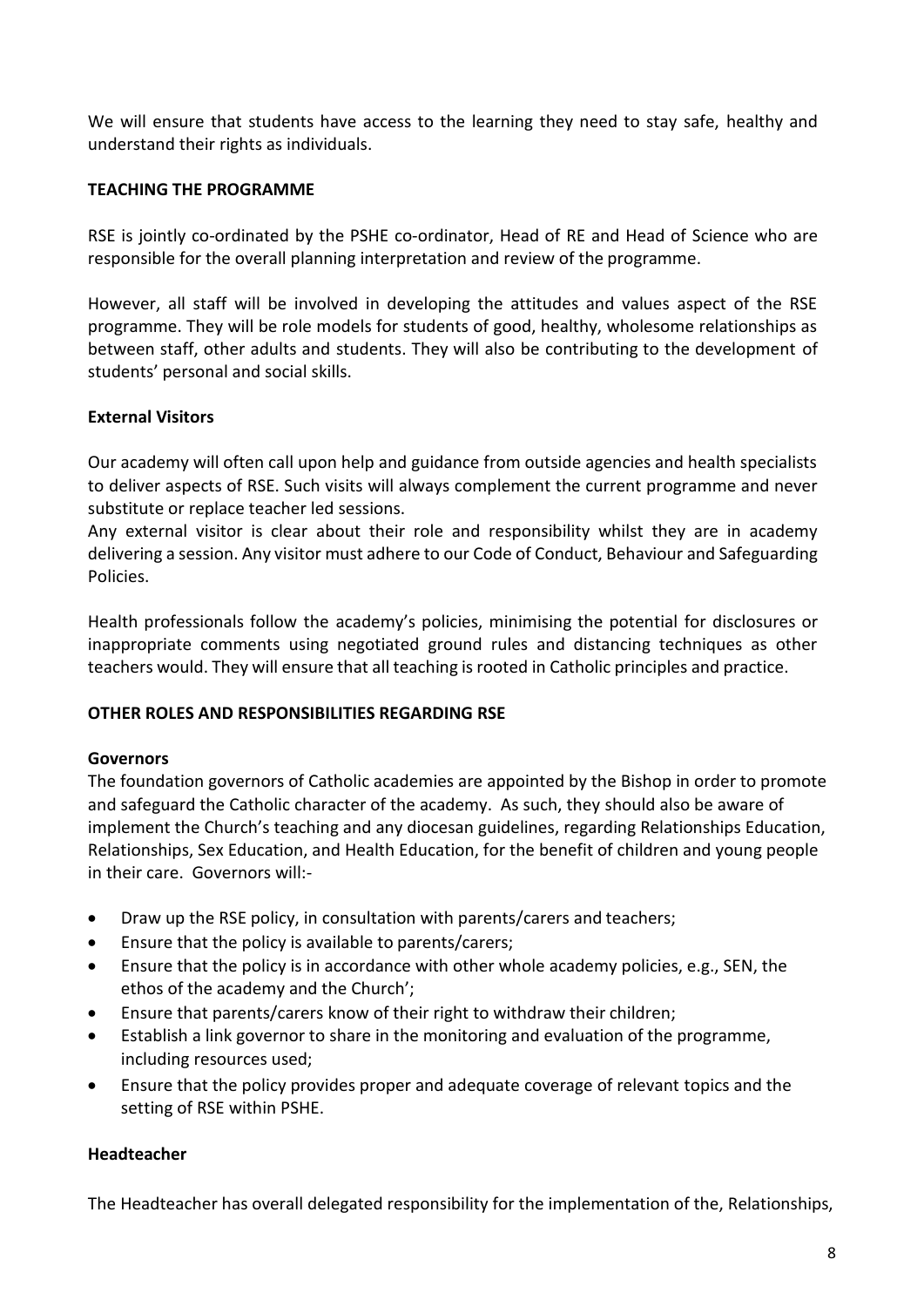We will ensure that students have access to the learning they need to stay safe, healthy and understand their rights as individuals.

## TEACHING THE PROGRAMME

RSE is jointly co-ordinated by the PSHE co-ordinator, Head of RE and Head of Science who are responsible for the overall planning interpretation and review of the programme.

However, all staff will be involved in developing the attitudes and values aspect of the RSE programme. They will be role models for students of good, healthy, wholesome relationships as between staff, other adults and students. They will also be contributing to the development of students' personal and social skills.

### External Visitors

Our academy will often call upon help and guidance from outside agencies and health specialists to deliver aspects of RSE. Such visits will always complement the current programme and never substitute or replace teacher led sessions.
Any external visitor is clear about their role and responsibility whilst they are in academy delivering a session. Any visitor must adhere to our Code of Conduct, Behaviour and Safeguarding Policies.

Health professionals follow the academy's policies, minimising the potential for disclosures or inappropriate comments using negotiated ground rules and distancing techniques as other teachers would. They will ensure that all teaching is rooted in Catholic principles and practice.

## OTHER ROLES AND RESPONSIBILITIES REGARDING RSE

### Governors

The foundation governors of Catholic academies are appointed by the Bishop in order to promote and safeguard the Catholic character of the academy. As such, they should also be aware of implement the Church's teaching and any diocesan guidelines, regarding Relationships Education, Relationships, Sex Education, and Health Education, for the benefit of children and young people in their care. Governors will:-

- Draw up the RSE policy, in consultation with parents/carers and teachers;
- Ensure that the policy is available to parents/carers;
- Ensure that the policy is in accordance with other whole academy policies, e.g., SEN, the ethos of the academy and the Church';
- Ensure that parents/carers know of their right to withdraw their children;
- Establish a link governor to share in the monitoring and evaluation of the programme, including resources used;
- Ensure that the policy provides proper and adequate coverage of relevant topics and the setting of RSE within PSHE.

### Headteacher

The Headteacher has overall delegated responsibility for the implementation of the, Relationships,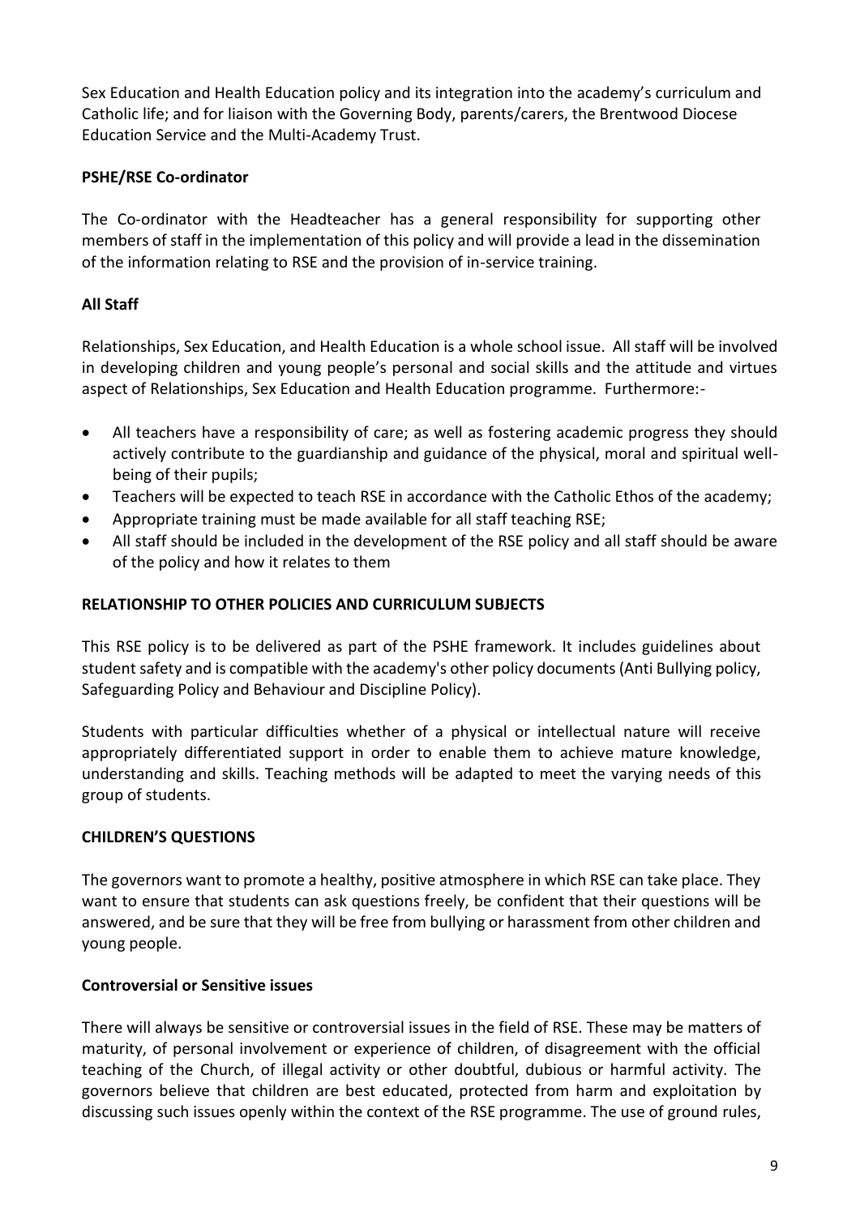Sex Education and Health Education policy and its integration into the academy's curriculum and Catholic life; and for liaison with the Governing Body, parents/carers, the Brentwood Diocese Education Service and the Multi-Academy Trust.

**PSHE/RSE Co-ordinator**

The Co-ordinator with the Headteacher has a general responsibility for supporting other members of staff in the implementation of this policy and will provide a lead in the dissemination of the information relating to RSE and the provision of in-service training.

**All Staff**

Relationships, Sex Education, and Health Education is a whole school issue. All staff will be involved in developing children and young people's personal and social skills and the attitude and virtues aspect of Relationships, Sex Education and Health Education programme. Furthermore:-

- All teachers have a responsibility of care; as well as fostering academic progress they should actively contribute to the guardianship and guidance of the physical, moral and spiritual well-being of their pupils;
- Teachers will be expected to teach RSE in accordance with the Catholic Ethos of the academy;
- Appropriate training must be made available for all staff teaching RSE;
- All staff should be included in the development of the RSE policy and all staff should be aware of the policy and how it relates to them

**RELATIONSHIP TO OTHER POLICIES AND CURRICULUM SUBJECTS**

This RSE policy is to be delivered as part of the PSHE framework. It includes guidelines about student safety and is compatible with the academy's other policy documents (Anti Bullying policy, Safeguarding Policy and Behaviour and Discipline Policy).

Students with particular difficulties whether of a physical or intellectual nature will receive appropriately differentiated support in order to enable them to achieve mature knowledge, understanding and skills. Teaching methods will be adapted to meet the varying needs of this group of students.

**CHILDREN'S QUESTIONS**

The governors want to promote a healthy, positive atmosphere in which RSE can take place. They want to ensure that students can ask questions freely, be confident that their questions will be answered, and be sure that they will be free from bullying or harassment from other children and young people.

**Controversial or Sensitive issues**

There will always be sensitive or controversial issues in the field of RSE. These may be matters of maturity, of personal involvement or experience of children, of disagreement with the official teaching of the Church, of illegal activity or other doubtful, dubious or harmful activity. The governors believe that children are best educated, protected from harm and exploitation by discussing such issues openly within the context of the RSE programme. The use of ground rules,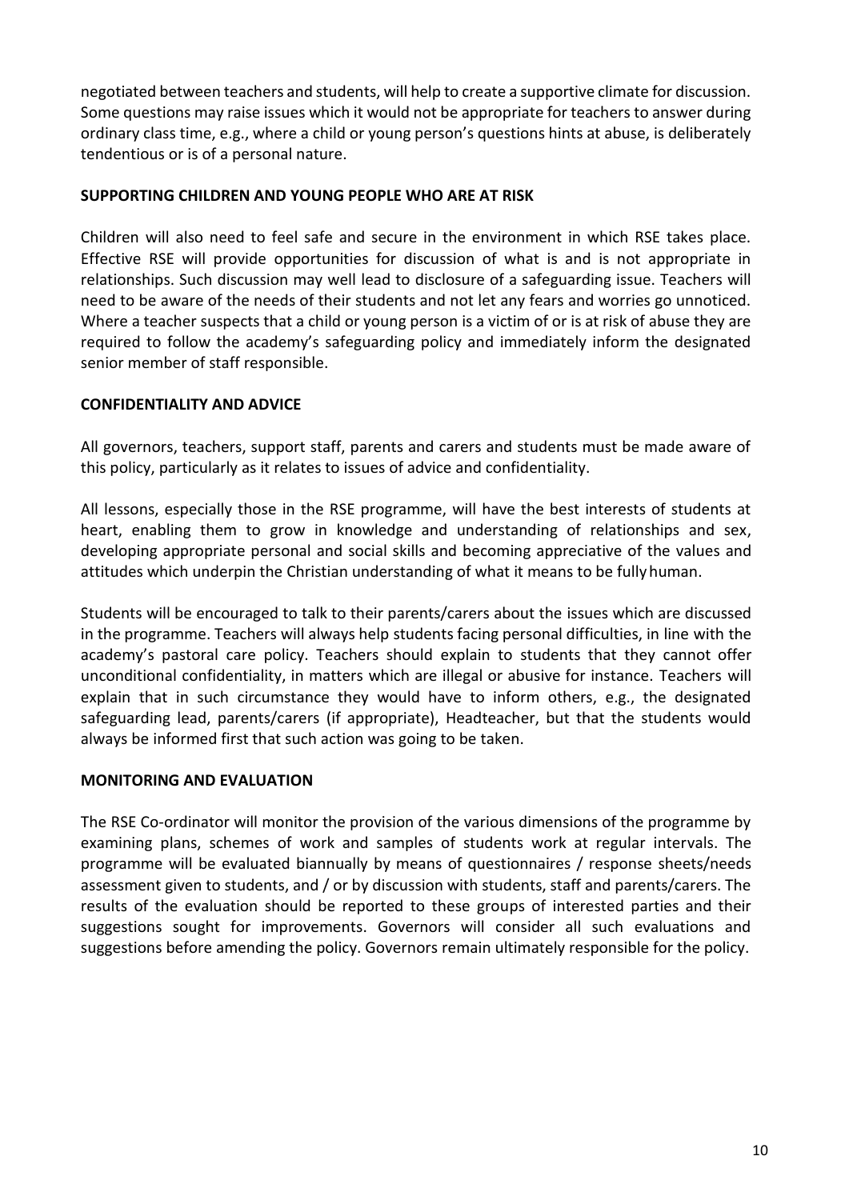negotiated between teachers and students, will help to create a supportive climate for discussion. Some questions may raise issues which it would not be appropriate for teachers to answer during ordinary class time, e.g., where a child or young person's questions hints at abuse, is deliberately tendentious or is of a personal nature.

**SUPPORTING CHILDREN AND YOUNG PEOPLE WHO ARE AT RISK**

Children will also need to feel safe and secure in the environment in which RSE takes place. Effective RSE will provide opportunities for discussion of what is and is not appropriate in relationships. Such discussion may well lead to disclosure of a safeguarding issue. Teachers will need to be aware of the needs of their students and not let any fears and worries go unnoticed. Where a teacher suspects that a child or young person is a victim of or is at risk of abuse they are required to follow the academy's safeguarding policy and immediately inform the designated senior member of staff responsible.

**CONFIDENTIALITY AND ADVICE**

All governors, teachers, support staff, parents and carers and students must be made aware of this policy, particularly as it relates to issues of advice and confidentiality.

All lessons, especially those in the RSE programme, will have the best interests of students at heart, enabling them to grow in knowledge and understanding of relationships and sex, developing appropriate personal and social skills and becoming appreciative of the values and attitudes which underpin the Christian understanding of what it means to be fully human.

Students will be encouraged to talk to their parents/carers about the issues which are discussed in the programme. Teachers will always help students facing personal difficulties, in line with the academy's pastoral care policy. Teachers should explain to students that they cannot offer unconditional confidentiality, in matters which are illegal or abusive for instance. Teachers will explain that in such circumstance they would have to inform others, e.g., the designated safeguarding lead, parents/carers (if appropriate), Headteacher, but that the students would always be informed first that such action was going to be taken.

**MONITORING AND EVALUATION**

The RSE Co-ordinator will monitor the provision of the various dimensions of the programme by examining plans, schemes of work and samples of students work at regular intervals. The programme will be evaluated biannually by means of questionnaires / response sheets/needs assessment given to students, and / or by discussion with students, staff and parents/carers. The results of the evaluation should be reported to these groups of interested parties and their suggestions sought for improvements. Governors will consider all such evaluations and suggestions before amending the policy. Governors remain ultimately responsible for the policy.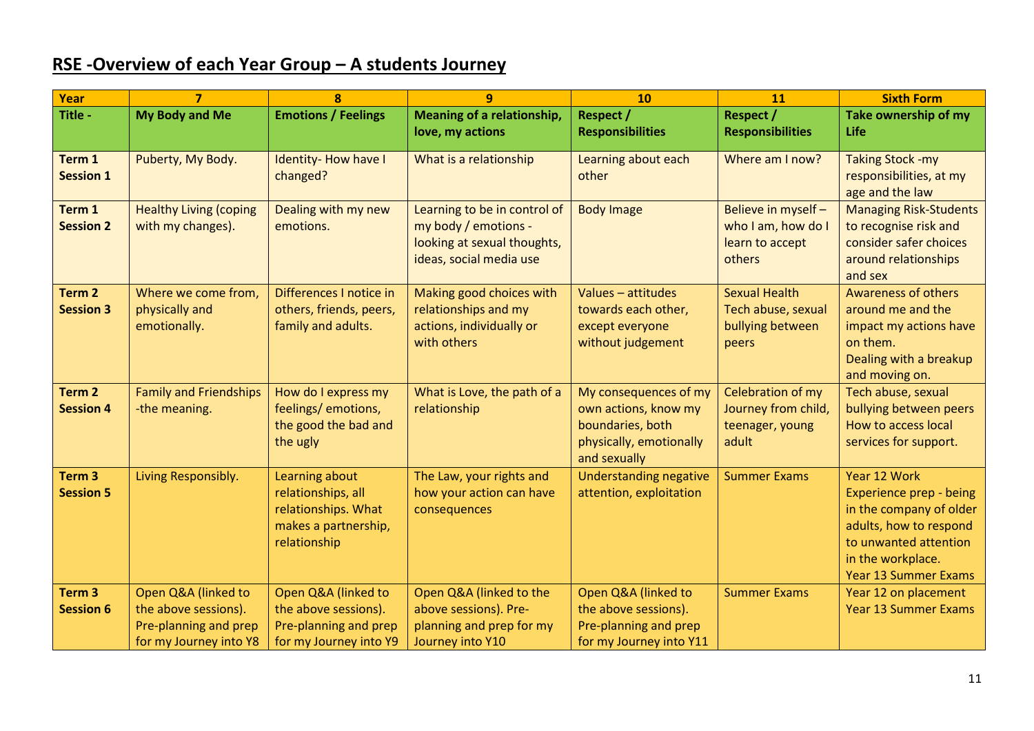## RSE -Overview of each Year Group – A students Journey

| Year | 7 | 8 | 9 | 10 | 11 | Sixth Form |
|---|---|---|---|---|---|---|
| **Title -** | **My Body and Me** | **Emotions / Feelings** | **Meaning of a relationship, love, my actions** | **Respect / Responsibilities** | **Respect / Responsibilities** | **Take ownership of my Life** |
| **Term 1 Session 1** | Puberty, My Body. | Identity- How have I changed? | What is a relationship | Learning about each other | Where am I now? | Taking Stock -my responsibilities, at my age and the law |
| **Term 1 Session 2** | Healthy Living (coping with my changes). | Dealing with my new emotions. | Learning to be in control of my body / emotions - looking at sexual thoughts, ideas, social media use | Body Image | Believe in myself – who I am, how do I learn to accept others | Managing Risk-Students to recognise risk and consider safer choices around relationships and sex |
| **Term 2 Session 3** | Where we come from, physically and emotionally. | Differences I notice in others, friends, peers, family and adults. | Making good choices with relationships and my actions, individually or with others | Values – attitudes towards each other, except everyone without judgement | Sexual Health Tech abuse, sexual bullying between peers | Awareness of others around me and the impact my actions have on them. Dealing with a breakup and moving on. |
| **Term 2 Session 4** | Family and Friendships -the meaning. | How do I express my feelings/ emotions, the good the bad and the ugly | What is Love, the path of a relationship | My consequences of my own actions, know my boundaries, both physically, emotionally and sexually | Celebration of my Journey from child, teenager, young adult | Tech abuse, sexual bullying between peers How to access local services for support. |
| **Term 3 Session 5** | Living Responsibly. | Learning about relationships, all relationships. What makes a partnership, relationship | The Law, your rights and how your action can have consequences | Understanding negative attention, exploitation | Summer Exams | Year 12 Work Experience prep - being in the company of older adults, how to respond to unwanted attention in the workplace. Year 13 Summer Exams |
| **Term 3 Session 6** | Open Q&A (linked to the above sessions). Pre-planning and prep for my Journey into Y8 | Open Q&A (linked to the above sessions). Pre-planning and prep for my Journey into Y9 | Open Q&A (linked to the above sessions). Pre-planning and prep for my Journey into Y10 | Open Q&A (linked to the above sessions). Pre-planning and prep for my Journey into Y11 | Summer Exams | Year 12 on placement Year 13 Summer Exams |